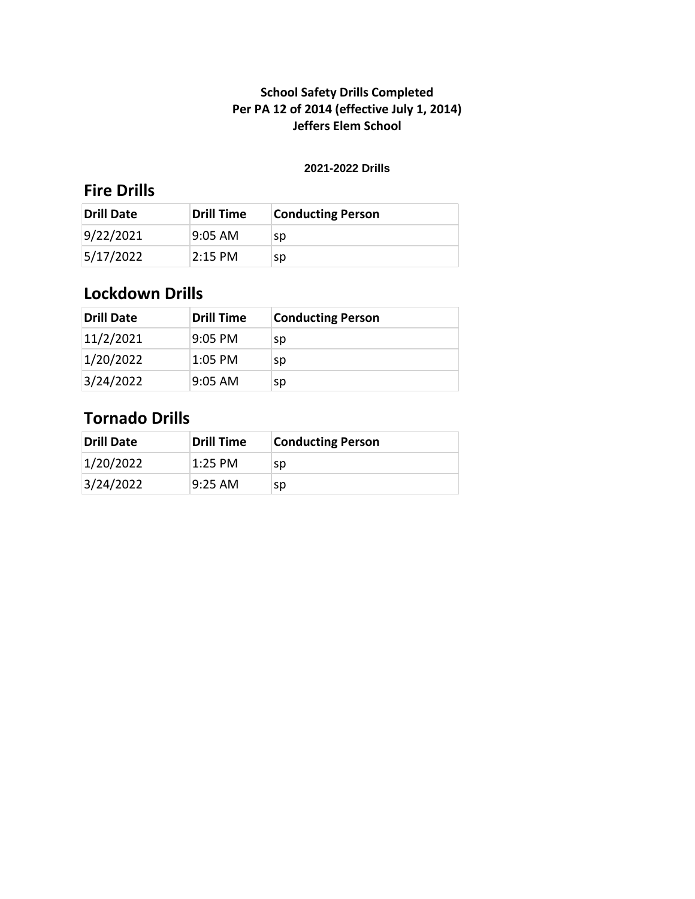**School Safety Drills Completed**
**Per PA 12 of 2014 (effective July 1, 2014)**
**Jeffers Elem School**

**2021-2022 Drills**

## Fire Drills

| Drill Date | Drill Time | Conducting Person |
| --- | --- | --- |
| 9/22/2021 | 9:05 AM | sp |
| 5/17/2022 | 2:15 PM | sp |

## Lockdown Drills

| Drill Date | Drill Time | Conducting Person |
| --- | --- | --- |
| 11/2/2021 | 9:05 PM | sp |
| 1/20/2022 | 1:05 PM | sp |
| 3/24/2022 | 9:05 AM | sp |

## Tornado Drills

| Drill Date | Drill Time | Conducting Person |
| --- | --- | --- |
| 1/20/2022 | 1:25 PM | sp |
| 3/24/2022 | 9:25 AM | sp |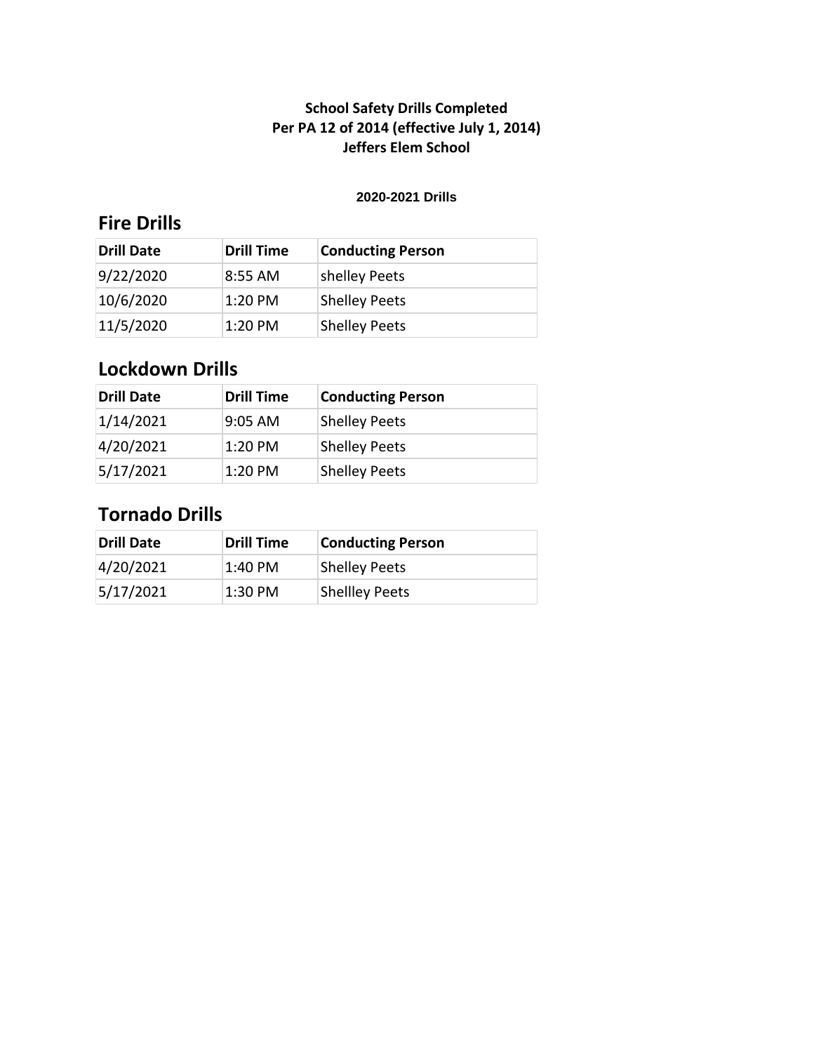**School Safety Drills Completed**
**Per PA 12 of 2014 (effective July 1, 2014)**
**Jeffers Elem School**

**2020-2021 Drills**

## Fire Drills

| Drill Date | Drill Time | Conducting Person |
|---|---|---|
| 9/22/2020 | 8:55 AM | shelley Peets |
| 10/6/2020 | 1:20 PM | Shelley Peets |
| 11/5/2020 | 1:20 PM | Shelley Peets |

## Lockdown Drills

| Drill Date | Drill Time | Conducting Person |
|---|---|---|
| 1/14/2021 | 9:05 AM | Shelley Peets |
| 4/20/2021 | 1:20 PM | Shelley Peets |
| 5/17/2021 | 1:20 PM | Shelley Peets |

## Tornado Drills

| Drill Date | Drill Time | Conducting Person |
|---|---|---|
| 4/20/2021 | 1:40 PM | Shelley Peets |
| 5/17/2021 | 1:30 PM | Shellley Peets |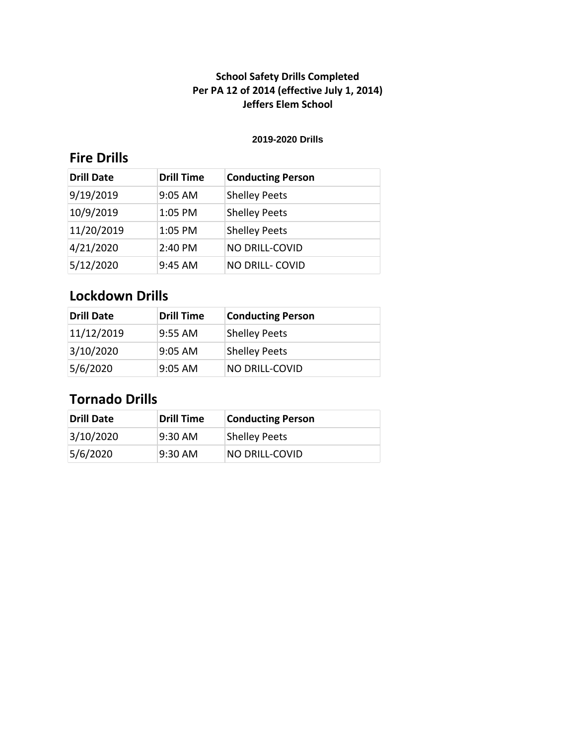**School Safety Drills Completed**
**Per PA 12 of 2014 (effective July 1, 2014)**
**Jeffers Elem School**

**2019-2020 Drills**

## Fire Drills

| Drill Date | Drill Time | Conducting Person |
|---|---|---|
| 9/19/2019 | 9:05 AM | Shelley Peets |
| 10/9/2019 | 1:05 PM | Shelley Peets |
| 11/20/2019 | 1:05 PM | Shelley Peets |
| 4/21/2020 | 2:40 PM | NO DRILL-COVID |
| 5/12/2020 | 9:45 AM | NO DRILL- COVID |

## Lockdown Drills

| Drill Date | Drill Time | Conducting Person |
|---|---|---|
| 11/12/2019 | 9:55 AM | Shelley Peets |
| 3/10/2020 | 9:05 AM | Shelley Peets |
| 5/6/2020 | 9:05 AM | NO DRILL-COVID |

## Tornado Drills

| Drill Date | Drill Time | Conducting Person |
|---|---|---|
| 3/10/2020 | 9:30 AM | Shelley Peets |
| 5/6/2020 | 9:30 AM | NO DRILL-COVID |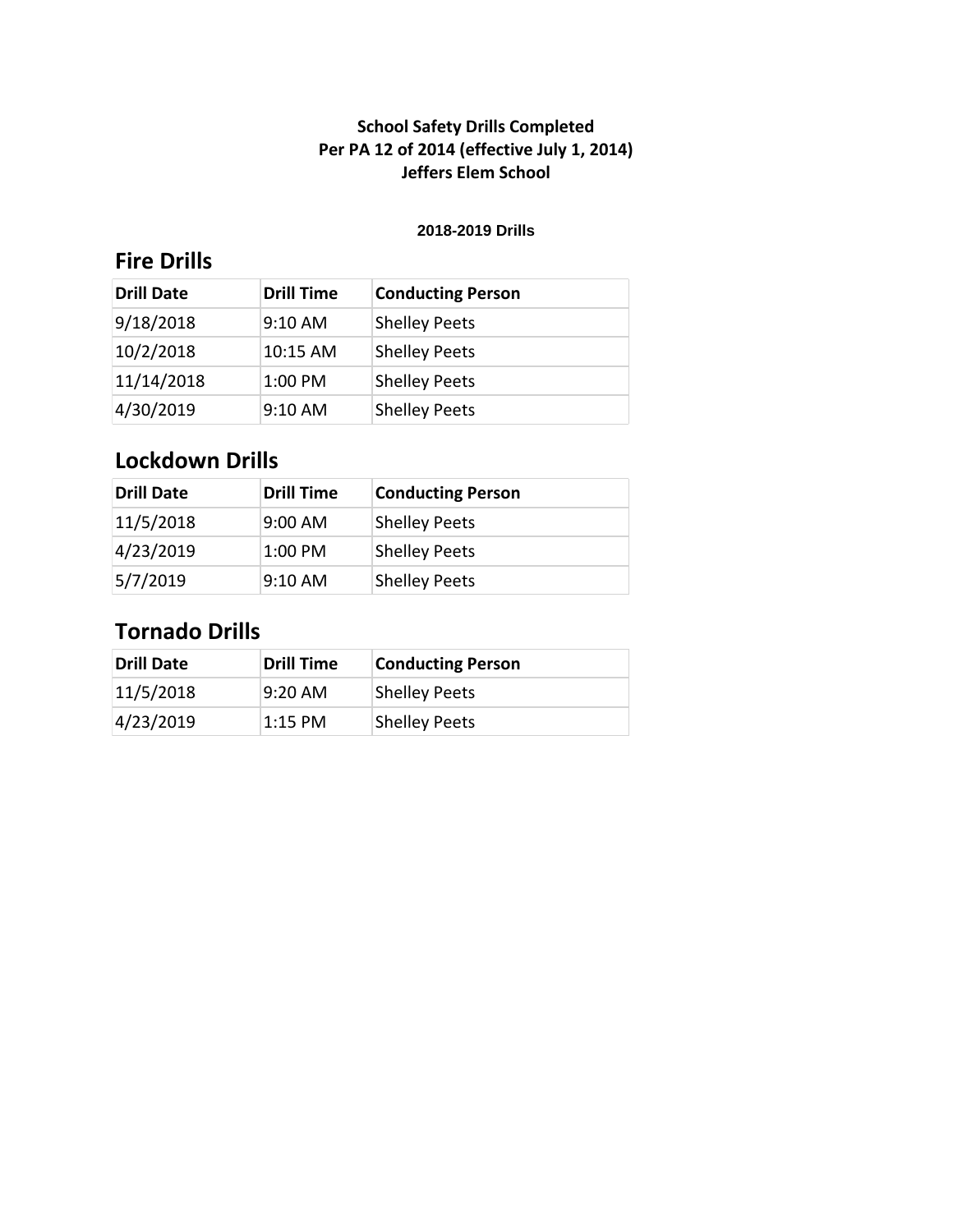**School Safety Drills Completed**
**Per PA 12 of 2014 (effective July 1, 2014)**
**Jeffers Elem School**

**2018-2019 Drills**

## Fire Drills

| Drill Date | Drill Time | Conducting Person |
| --- | --- | --- |
| 9/18/2018 | 9:10 AM | Shelley Peets |
| 10/2/2018 | 10:15 AM | Shelley Peets |
| 11/14/2018 | 1:00 PM | Shelley Peets |
| 4/30/2019 | 9:10 AM | Shelley Peets |

## Lockdown Drills

| Drill Date | Drill Time | Conducting Person |
| --- | --- | --- |
| 11/5/2018 | 9:00 AM | Shelley Peets |
| 4/23/2019 | 1:00 PM | Shelley Peets |
| 5/7/2019 | 9:10 AM | Shelley Peets |

## Tornado Drills

| Drill Date | Drill Time | Conducting Person |
| --- | --- | --- |
| 11/5/2018 | 9:20 AM | Shelley Peets |
| 4/23/2019 | 1:15 PM | Shelley Peets |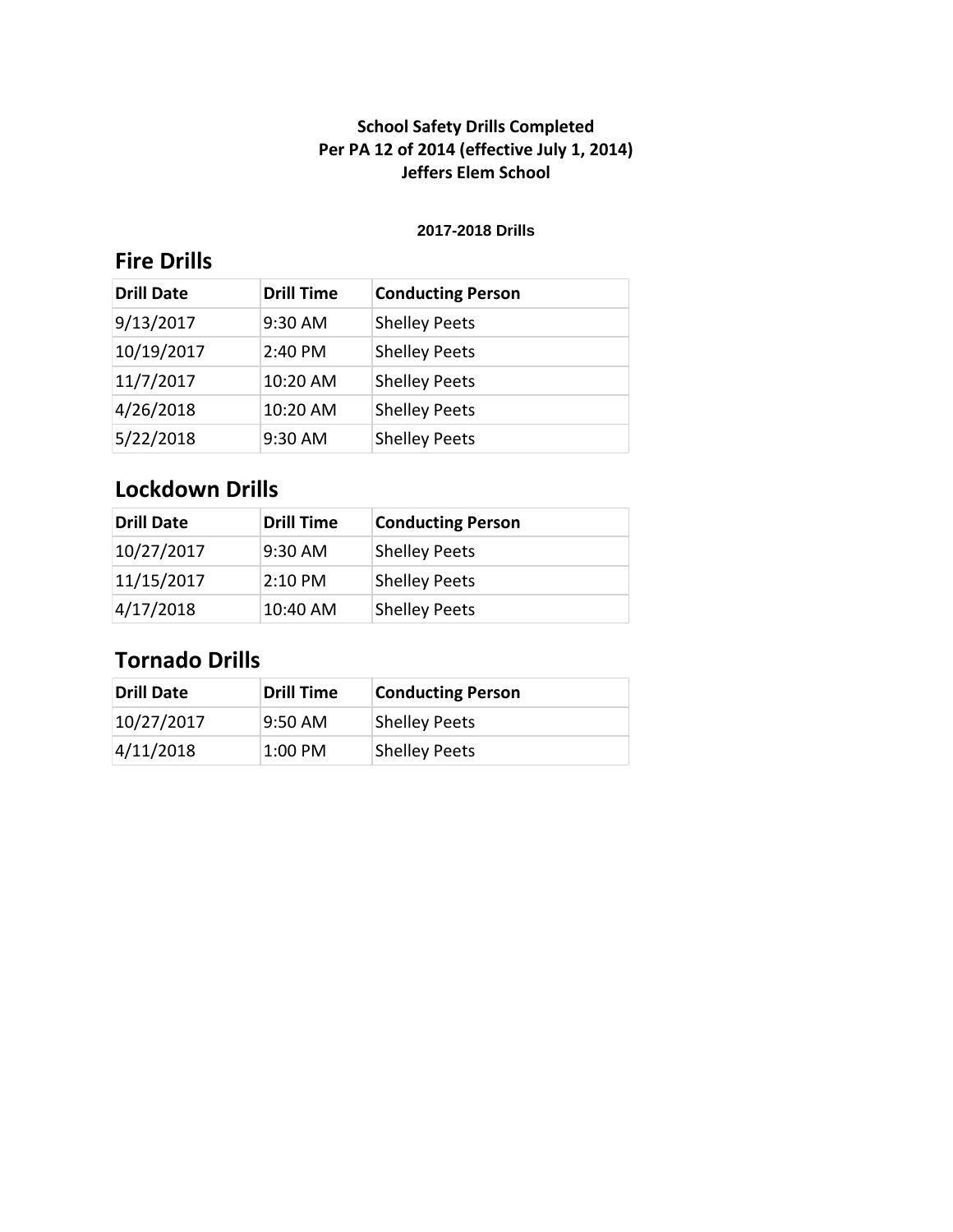**School Safety Drills Completed**
**Per PA 12 of 2014 (effective July 1, 2014)**
**Jeffers Elem School**

**2017-2018 Drills**

## Fire Drills

| Drill Date | Drill Time | Conducting Person |
|---|---|---|
| 9/13/2017 | 9:30 AM | Shelley Peets |
| 10/19/2017 | 2:40 PM | Shelley Peets |
| 11/7/2017 | 10:20 AM | Shelley Peets |
| 4/26/2018 | 10:20 AM | Shelley Peets |
| 5/22/2018 | 9:30 AM | Shelley Peets |

## Lockdown Drills

| Drill Date | Drill Time | Conducting Person |
|---|---|---|
| 10/27/2017 | 9:30 AM | Shelley Peets |
| 11/15/2017 | 2:10 PM | Shelley Peets |
| 4/17/2018 | 10:40 AM | Shelley Peets |

## Tornado Drills

| Drill Date | Drill Time | Conducting Person |
|---|---|---|
| 10/27/2017 | 9:50 AM | Shelley Peets |
| 4/11/2018 | 1:00 PM | Shelley Peets |